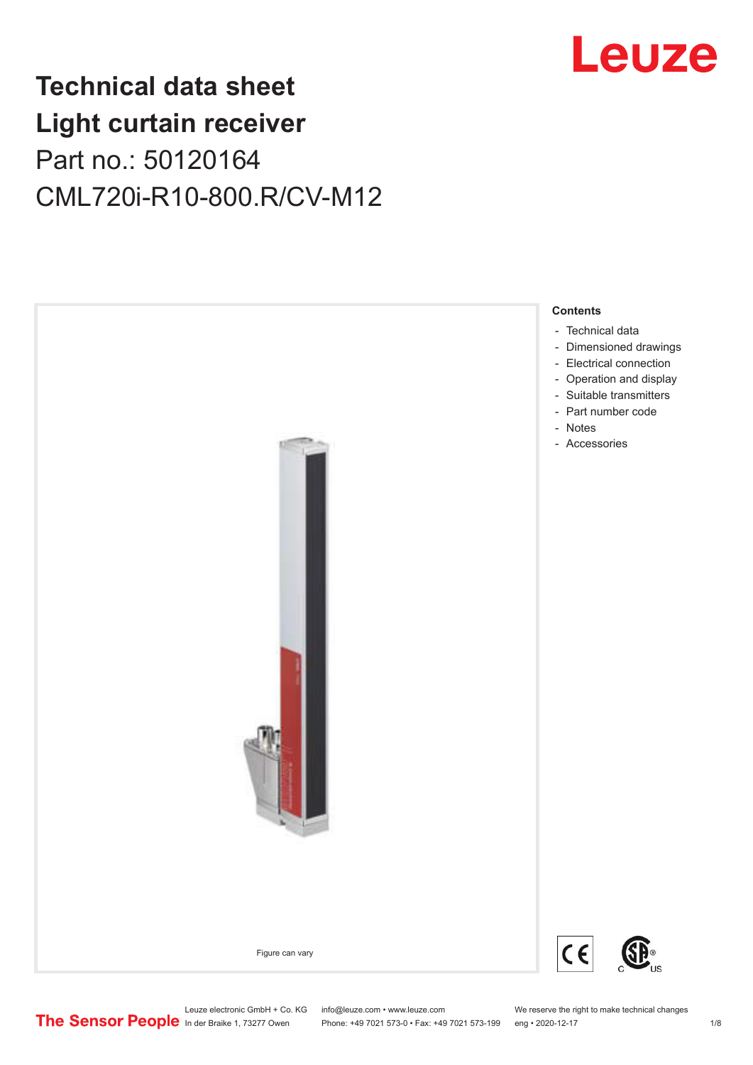# Technical data sheet
# Light curtain receiver

Part no.: 50120164

CML720i-R10-800.R/CV-M12

Figure can vary

**Contents**

- Technical data
- Dimensioned drawings
- Electrical connection
- Operation and display
- Suitable transmitters
- Part number code
- Notes
- Accessories

Leuze electronic GmbH + Co. KG
In der Braike 1, 73277 Owen

info@leuze.com • www.leuze.com
Phone: +49 7021 573-0 • Fax: +49 7021 573-199

We reserve the right to make technical changes
eng • 2020-12-17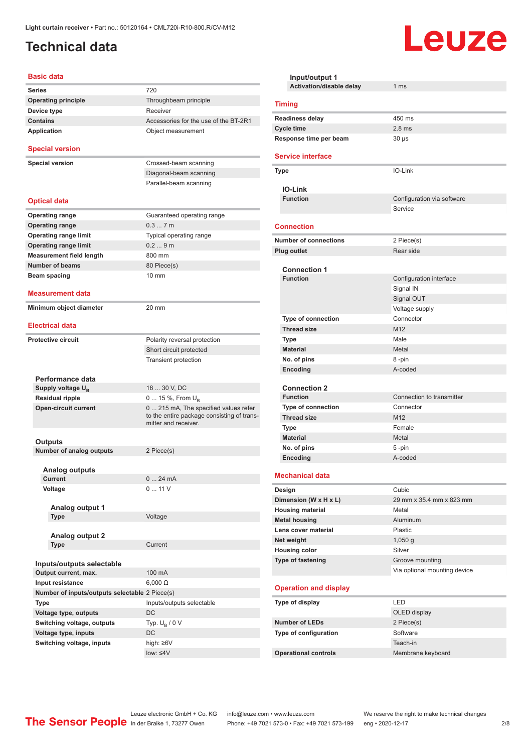# Technical data

Light curtain receiver • Part no.: 50120164 • CML720i-R10-800.R/CV-M12

## Basic data

| | |
|---|---|
| Series | 720 |
| Operating principle | Throughbeam principle |
| Device type | Receiver |
| Contains | Accessories for the use of the BT-2R1 |
| Application | Object measurement |

## Special version

| | |
|---|---|
| Special version | Crossed-beam scanning |
| | Diagonal-beam scanning |
| | Parallel-beam scanning |

## Optical data

| | |
|---|---|
| Operating range | Guaranteed operating range |
| Operating range | 0.3 ... 7 m |
| Operating range limit | Typical operating range |
| Operating range limit | 0.2 ... 9 m |
| Measurement field length | 800 mm |
| Number of beams | 80 Piece(s) |
| Beam spacing | 10 mm |

## Measurement data

| | |
|---|---|
| Minimum object diameter | 20 mm |

## Electrical data

| | |
|---|---|
| Protective circuit | Polarity reversal protection |
| | Short circuit protected |
| | Transient protection |

### Performance data

| | |
|---|---|
| Supply voltage $U_B$ | 18 ... 30 V, DC |
| Residual ripple | 0 ... 15 %, From $U_B$ |
| Open-circuit current | 0 ... 215 mA, The specified values refer to the entire package consisting of transmitter and receiver. |

### Outputs

| | |
|---|---|
| Number of analog outputs | 2 Piece(s) |

#### Analog outputs

| | |
|---|---|
| Current | 0 ... 24 mA |
| Voltage | 0 ... 11 V |

##### Analog output 1

| | |
|---|---|
| Type | Voltage |

##### Analog output 2

| | |
|---|---|
| Type | Current |

### Inputs/outputs selectable

| | |
|---|---|
| Output current, max. | 100 mA |
| Input resistance | 6,000 Ω |
| Number of inputs/outputs selectable | 2 Piece(s) |
| Type | Inputs/outputs selectable |
| Voltage type, outputs | DC |
| Switching voltage, outputs | Typ. $U_B$ / 0 V |
| Voltage type, inputs | DC |
| Switching voltage, inputs | high: ≥6V |
| | low: ≤4V |

### Input/output 1

| | |
|---|---|
| Activation/disable delay | 1 ms |

## Timing

| | |
|---|---|
| Readiness delay | 450 ms |
| Cycle time | 2.8 ms |
| Response time per beam | 30 µs |

## Service interface

| | |
|---|---|
| Type | IO-Link |

### IO-Link

| | |
|---|---|
| Function | Configuration via software |
| | Service |

## Connection

| | |
|---|---|
| Number of connections | 2 Piece(s) |
| Plug outlet | Rear side |

### Connection 1

| | |
|---|---|
| Function | Configuration interface |
| | Signal IN |
| | Signal OUT |
| | Voltage supply |
| Type of connection | Connector |
| Thread size | M12 |
| Type | Male |
| Material | Metal |
| No. of pins | 8 -pin |
| Encoding | A-coded |

### Connection 2

| | |
|---|---|
| Function | Connection to transmitter |
| Type of connection | Connector |
| Thread size | M12 |
| Type | Female |
| Material | Metal |
| No. of pins | 5 -pin |
| Encoding | A-coded |

## Mechanical data

| | |
|---|---|
| Design | Cubic |
| Dimension (W x H x L) | 29 mm x 35.4 mm x 823 mm |
| Housing material | Metal |
| Metal housing | Aluminum |
| Lens cover material | Plastic |
| Net weight | 1,050 g |
| Housing color | Silver |
| Type of fastening | Groove mounting |
| | Via optional mounting device |

## Operation and display

| | |
|---|---|
| Type of display | LED |
| | OLED display |
| Number of LEDs | 2 Piece(s) |
| Type of configuration | Software |
| | Teach-in |
| Operational controls | Membrane keyboard |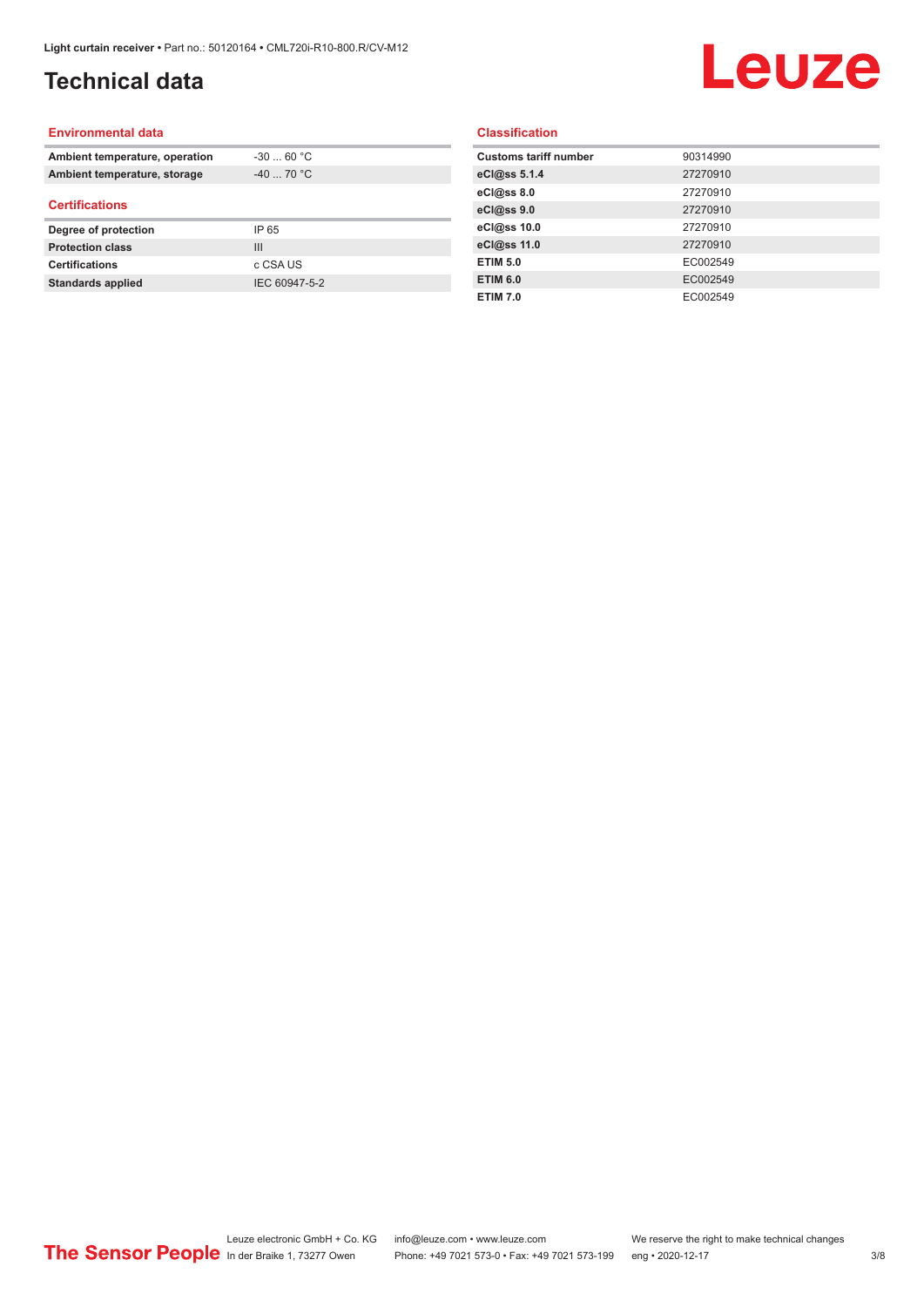# Technical data

## Environmental data

| | |
|---|---|
| **Ambient temperature, operation** | -30 ... 60 °C |
| **Ambient temperature, storage** | -40 ... 70 °C |

## Certifications

| | |
|---|---|
| **Degree of protection** | IP 65 |
| **Protection class** | III |
| **Certifications** | c CSA US |
| **Standards applied** | IEC 60947-5-2 |

## Classification

| | |
|---|---|
| **Customs tariff number** | 90314990 |
| **eCl@ss 5.1.4** | 27270910 |
| **eCl@ss 8.0** | 27270910 |
| **eCl@ss 9.0** | 27270910 |
| **eCl@ss 10.0** | 27270910 |
| **eCl@ss 11.0** | 27270910 |
| **ETIM 5.0** | EC002549 |
| **ETIM 6.0** | EC002549 |
| **ETIM 7.0** | EC002549 |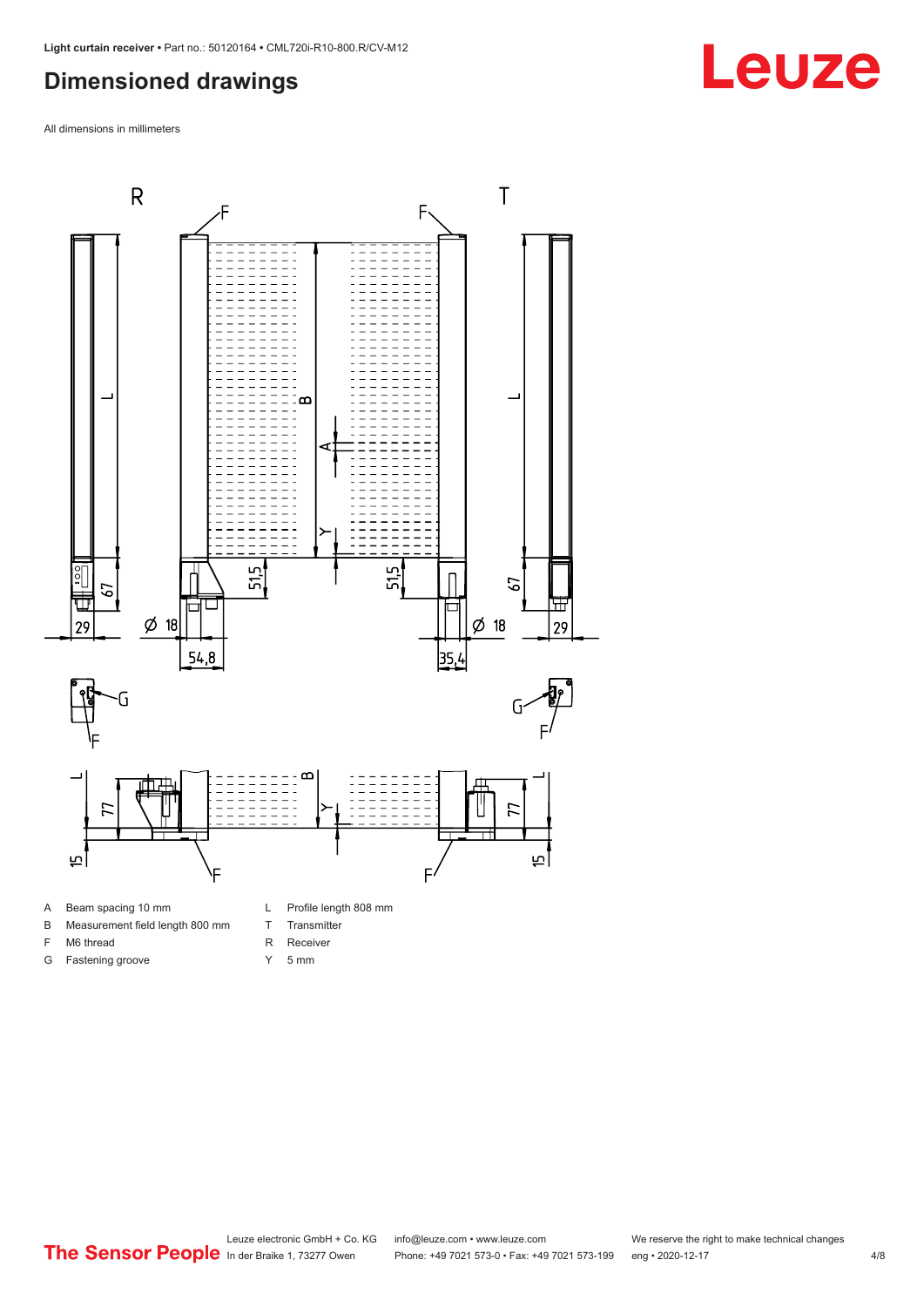## Dimensioned drawings

All dimensions in millimeters

| | | | |
|---|---|---|---|
| A | Beam spacing 10 mm | L | Profile length 808 mm |
| B | Measurement field length 800 mm | T | Transmitter |
| F | M6 thread | R | Receiver |
| G | Fastening groove | Y | 5 mm |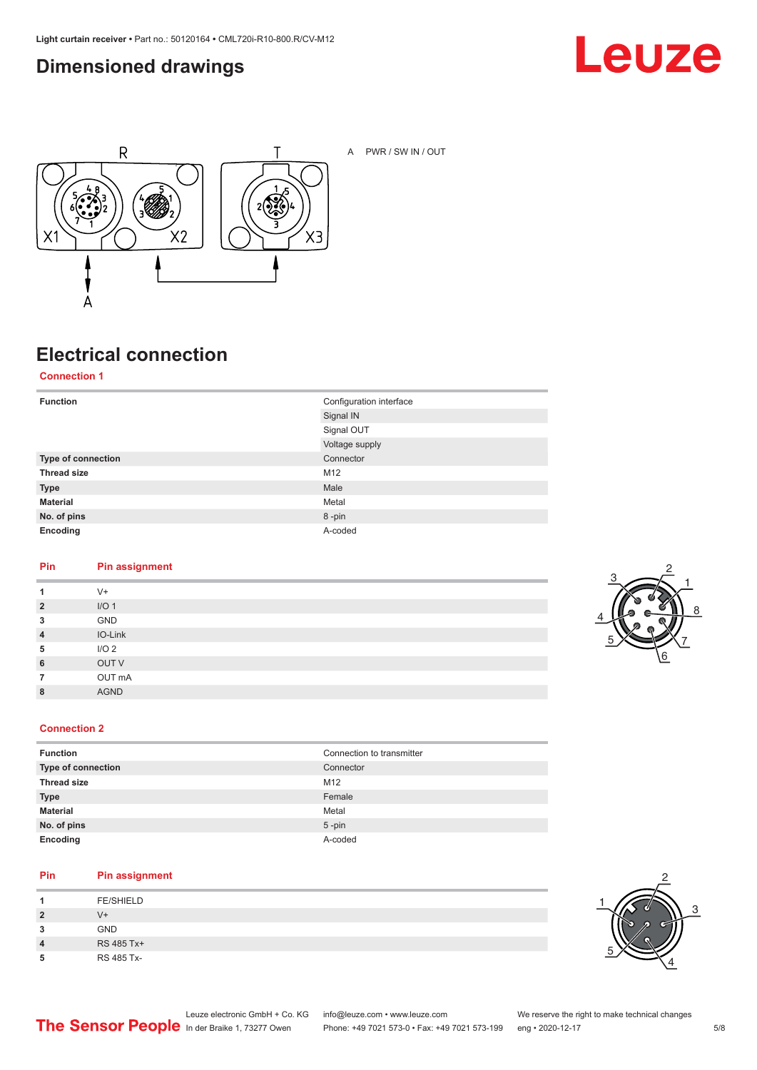## Dimensioned drawings

A PWR / SW IN / OUT

## Electrical connection

### Connection 1

| Function | Configuration interface |
|---|---|
| | Signal IN |
| | Signal OUT |
| | Voltage supply |
| **Type of connection** | Connector |
| **Thread size** | M12 |
| **Type** | Male |
| **Material** | Metal |
| **No. of pins** | 8 -pin |
| **Encoding** | A-coded |

| Pin | Pin assignment |
|---|---|
| **1** | V+ |
| **2** | I/O 1 |
| **3** | GND |
| **4** | IO-Link |
| **5** | I/O 2 |
| **6** | OUT V |
| **7** | OUT mA |
| **8** | AGND |

### Connection 2

| Function | Connection to transmitter |
|---|---|
| **Type of connection** | Connector |
| **Thread size** | M12 |
| **Type** | Female |
| **Material** | Metal |
| **No. of pins** | 5 -pin |
| **Encoding** | A-coded |

| Pin | Pin assignment |
|---|---|
| **1** | FE/SHIELD |
| **2** | V+ |
| **3** | GND |
| **4** | RS 485 Tx+ |
| **5** | RS 485 Tx- |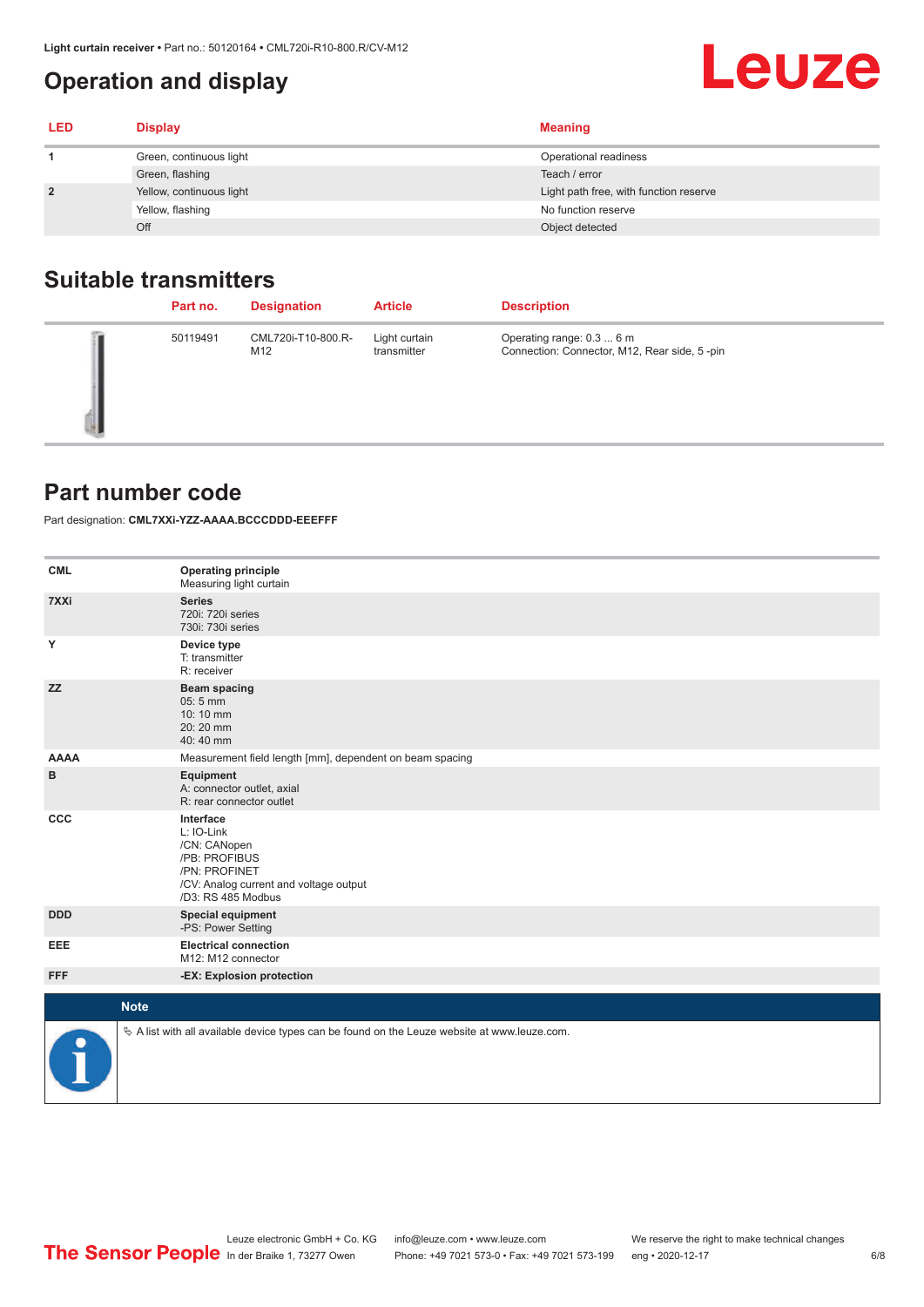## Operation and display

| LED | Display | Meaning |
|---|---|---|
| 1 | Green, continuous light | Operational readiness |
| | Green, flashing | Teach / error |
| 2 | Yellow, continuous light | Light path free, with function reserve |
| | Yellow, flashing | No function reserve |
| | Off | Object detected |

## Suitable transmitters

| | Part no. | Designation | Article | Description |
|---|---|---|---|---|
| | 50119491 | CML720i-T10-800.R-M12 | Light curtain transmitter | Operating range: 0.3 ... 6 m<br>Connection: Connector, M12, Rear side, 5 -pin |

## Part number code

Part designation: **CML7XXi-YZZ-AAAA.BCCCDDD-EEEFFF**

| | |
|---|---|
| **CML** | **Operating principle**<br>Measuring light curtain |
| **7XXi** | **Series**<br>720i: 720i series<br>730i: 730i series |
| **Y** | **Device type**<br>T: transmitter<br>R: receiver |
| **ZZ** | **Beam spacing**<br>05: 5 mm<br>10: 10 mm<br>20: 20 mm<br>40: 40 mm |
| **AAAA** | Measurement field length [mm], dependent on beam spacing |
| **B** | **Equipment**<br>A: connector outlet, axial<br>R: rear connector outlet |
| **CCC** | **Interface**<br>L: IO-Link<br>/CN: CANopen<br>/PB: PROFIBUS<br>/PN: PROFINET<br>/CV: Analog current and voltage output<br>/D3: RS 485 Modbus |
| **DDD** | **Special equipment**<br>-PS: Power Setting |
| **EEE** | **Electrical connection**<br>M12: M12 connector |
| **FFF** | **-EX: Explosion protection** |

**Note**

↳ A list with all available device types can be found on the Leuze website at www.leuze.com.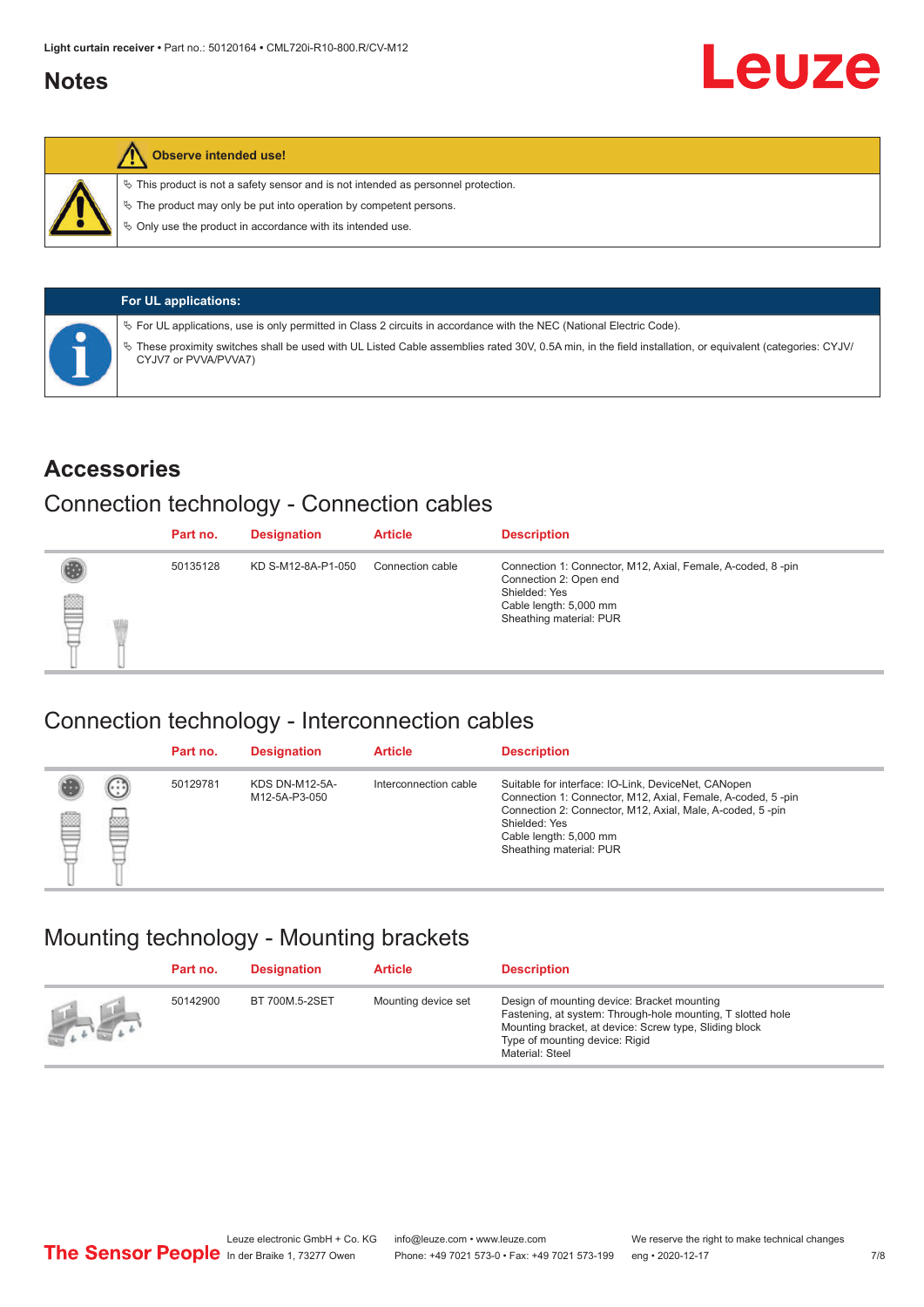## Notes

**Observe intended use!**

- This product is not a safety sensor and is not intended as personnel protection.
- The product may only be put into operation by competent persons.
- Only use the product in accordance with its intended use.

**For UL applications:**

- For UL applications, use is only permitted in Class 2 circuits in accordance with the NEC (National Electric Code).
- These proximity switches shall be used with UL Listed Cable assemblies rated 30V, 0.5A min, in the field installation, or equivalent (categories: CYJV/CYJV7 or PVVA/PVVA7)

## Accessories

### Connection technology - Connection cables

| Part no. | Designation | Article | Description |
|---|---|---|---|
| 50135128 | KD S-M12-8A-P1-050 | Connection cable | Connection 1: Connector, M12, Axial, Female, A-coded, 8 -pin<br>Connection 2: Open end<br>Shielded: Yes<br>Cable length: 5,000 mm<br>Sheathing material: PUR |

### Connection technology - Interconnection cables

| Part no. | Designation | Article | Description |
|---|---|---|---|
| 50129781 | KDS DN-M12-5A-M12-5A-P3-050 | Interconnection cable | Suitable for interface: IO-Link, DeviceNet, CANopen<br>Connection 1: Connector, M12, Axial, Female, A-coded, 5 -pin<br>Connection 2: Connector, M12, Axial, Male, A-coded, 5 -pin<br>Shielded: Yes<br>Cable length: 5,000 mm<br>Sheathing material: PUR |

### Mounting technology - Mounting brackets

| Part no. | Designation | Article | Description |
|---|---|---|---|
| 50142900 | BT 700M.5-2SET | Mounting device set | Design of mounting device: Bracket mounting<br>Fastening, at system: Through-hole mounting, T slotted hole<br>Mounting bracket, at device: Screw type, Sliding block<br>Type of mounting device: Rigid<br>Material: Steel |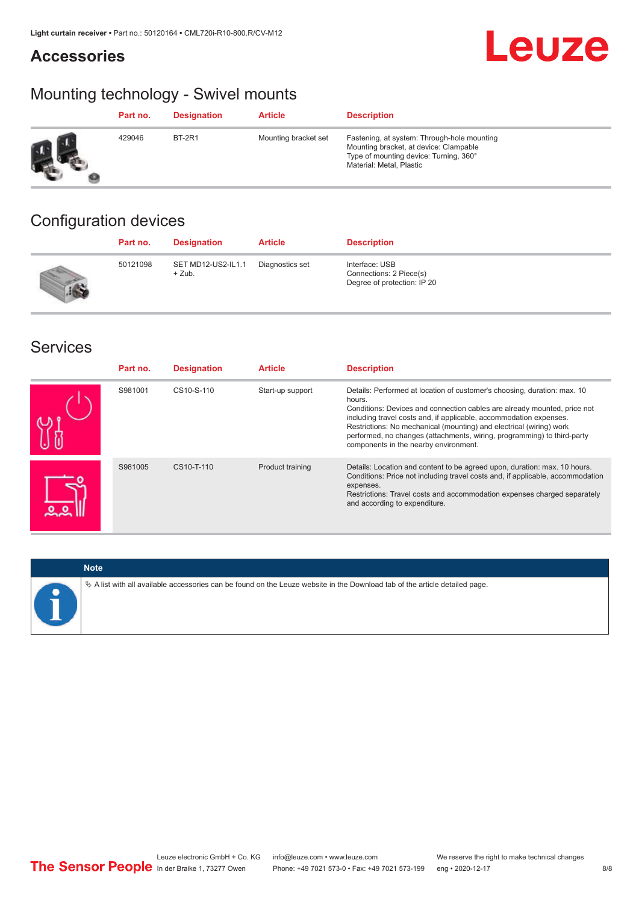## Accessories

### Mounting technology - Swivel mounts

| | Part no. | Designation | Article | Description |
|---|---|---|---|---|
| | 429046 | BT-2R1 | Mounting bracket set | Fastening, at system: Through-hole mounting<br>Mounting bracket, at device: Clampable<br>Type of mounting device: Turning, 360°<br>Material: Metal, Plastic |

### Configuration devices

| | Part no. | Designation | Article | Description |
|---|---|---|---|---|
| | 50121098 | SET MD12-US2-IL1.1 + Zub. | Diagnostics set | Interface: USB<br>Connections: 2 Piece(s)<br>Degree of protection: IP 20 |

### Services

| | Part no. | Designation | Article | Description |
|---|---|---|---|---|
| | S981001 | CS10-S-110 | Start-up support | Details: Performed at location of customer's choosing, duration: max. 10 hours.<br>Conditions: Devices and connection cables are already mounted, price not including travel costs and, if applicable, accommodation expenses.<br>Restrictions: No mechanical (mounting) and electrical (wiring) work performed, no changes (attachments, wiring, programming) to third-party components in the nearby environment. |
| | S981005 | CS10-T-110 | Product training | Details: Location and content to be agreed upon, duration: max. 10 hours.<br>Conditions: Price not including travel costs and, if applicable, accommodation expenses.<br>Restrictions: Travel costs and accommodation expenses charged separately and according to expenditure. |

**Note**

↳ A list with all available accessories can be found on the Leuze website in the Download tab of the article detailed page.